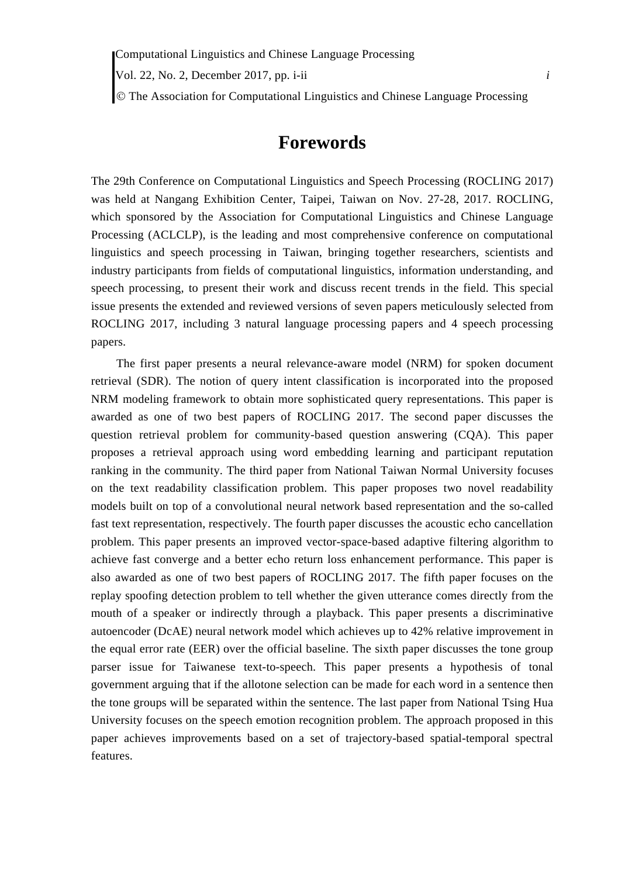# Forewords

The 29th Conference on Computational Linguistics and Speech Processing (ROCLING 2017) was held at Nangang Exhibition Center, Taipei, Taiwan on Nov. 27-28, 2017. ROCLING, which sponsored by the Association for Computational Linguistics and Chinese Language Processing (ACLCLP), is the leading and most comprehensive conference on computational linguistics and speech processing in Taiwan, bringing together researchers, scientists and industry participants from fields of computational linguistics, information understanding, and speech processing, to present their work and discuss recent trends in the field. This special issue presents the extended and reviewed versions of seven papers meticulously selected from ROCLING 2017, including 3 natural language processing papers and 4 speech processing papers.

The first paper presents a neural relevance-aware model (NRM) for spoken document retrieval (SDR). The notion of query intent classification is incorporated into the proposed NRM modeling framework to obtain more sophisticated query representations. This paper is awarded as one of two best papers of ROCLING 2017. The second paper discusses the question retrieval problem for community-based question answering (CQA). This paper proposes a retrieval approach using word embedding learning and participant reputation ranking in the community. The third paper from National Taiwan Normal University focuses on the text readability classification problem. This paper proposes two novel readability models built on top of a convolutional neural network based representation and the so-called fast text representation, respectively. The fourth paper discusses the acoustic echo cancellation problem. This paper presents an improved vector-space-based adaptive filtering algorithm to achieve fast converge and a better echo return loss enhancement performance. This paper is also awarded as one of two best papers of ROCLING 2017. The fifth paper focuses on the replay spoofing detection problem to tell whether the given utterance comes directly from the mouth of a speaker or indirectly through a playback. This paper presents a discriminative autoencoder (DcAE) neural network model which achieves up to 42% relative improvement in the equal error rate (EER) over the official baseline. The sixth paper discusses the tone group parser issue for Taiwanese text-to-speech. This paper presents a hypothesis of tonal government arguing that if the allotone selection can be made for each word in a sentence then the tone groups will be separated within the sentence. The last paper from National Tsing Hua University focuses on the speech emotion recognition problem. The approach proposed in this paper achieves improvements based on a set of trajectory-based spatial-temporal spectral features.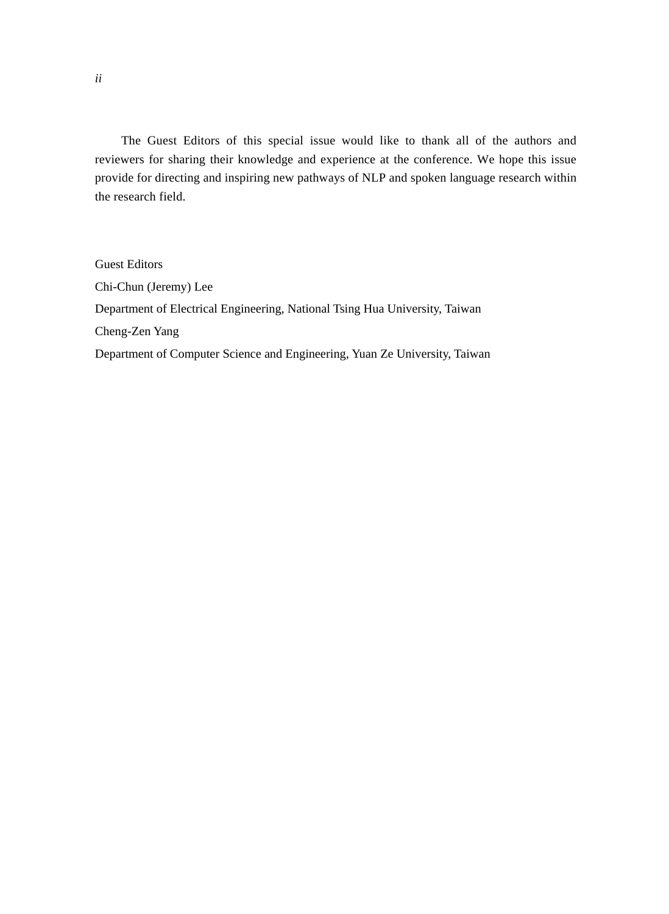The Guest Editors of this special issue would like to thank all of the authors and reviewers for sharing their knowledge and experience at the conference. We hope this issue provide for directing and inspiring new pathways of NLP and spoken language research within the research field.

Guest Editors

Chi-Chun (Jeremy) Lee

Department of Electrical Engineering, National Tsing Hua University, Taiwan

Cheng-Zen Yang

Department of Computer Science and Engineering, Yuan Ze University, Taiwan